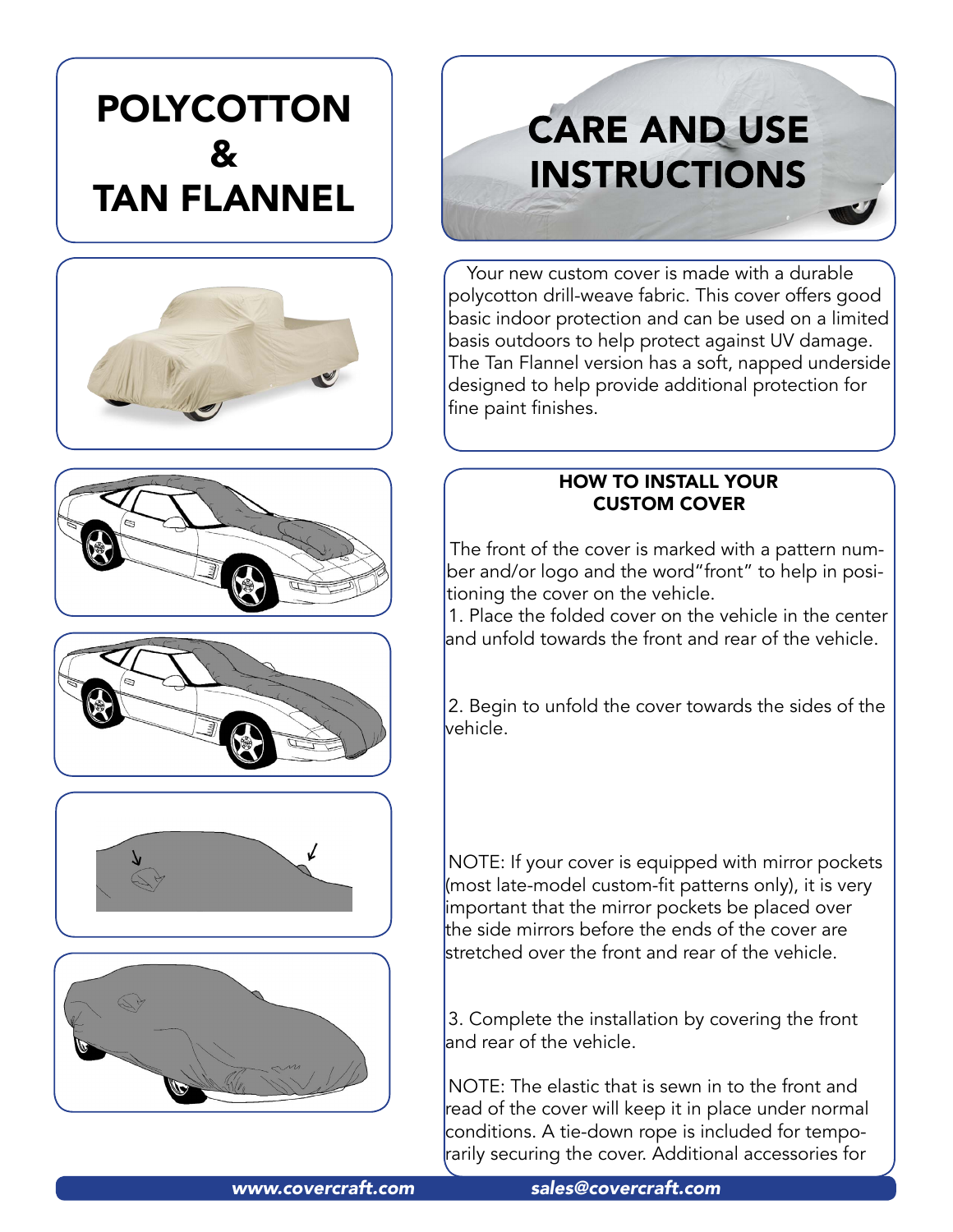# POLYCOTTON & TAN FLANNEL

# CARE AND USE INSTRUCTIONS

Your new custom cover is made with a durable polycotton drill-weave fabric. This cover offers good basic indoor protection and can be used on a limited basis outdoors to help protect against UV damage. The Tan Flannel version has a soft, napped underside designed to help provide additional protection for fine paint finishes.

## HOW TO INSTALL YOUR CUSTOM COVER

The front of the cover is marked with a pattern number and/or logo and the word"front" to help in positioning the cover on the vehicle.

1. Place the folded cover on the vehicle in the center and unfold towards the front and rear of the vehicle.

2. Begin to unfold the cover towards the sides of the vehicle.

NOTE: If your cover is equipped with mirror pockets (most late-model custom-fit patterns only), it is very important that the mirror pockets be placed over the side mirrors before the ends of the cover are stretched over the front and rear of the vehicle.

3. Complete the installation by covering the front and rear of the vehicle.

NOTE: The elastic that is sewn in to the front and read of the cover will keep it in place under normal conditions. A tie-down rope is included for temporarily securing the cover. Additional accessories for

*www.covercraft.com* *sales@covercraft.com*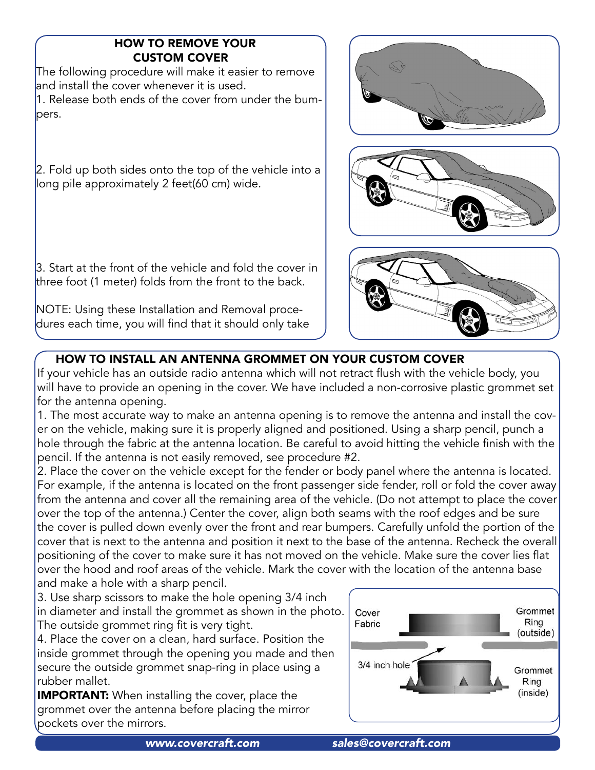## HOW TO REMOVE YOUR CUSTOM COVER

The following procedure will make it easier to remove and install the cover whenever it is used.

1. Release both ends of the cover from under the bumpers.

2. Fold up both sides onto the top of the vehicle into a long pile approximately 2 feet(60 cm) wide.

3. Start at the front of the vehicle and fold the cover in three foot (1 meter) folds from the front to the back.

NOTE: Using these Installation and Removal procedures each time, you will find that it should only take

## HOW TO INSTALL AN ANTENNA GROMMET ON YOUR CUSTOM COVER

If your vehicle has an outside radio antenna which will not retract flush with the vehicle body, you will have to provide an opening in the cover. We have included a non-corrosive plastic grommet set for the antenna opening.

1. The most accurate way to make an antenna opening is to remove the antenna and install the cover on the vehicle, making sure it is properly aligned and positioned. Using a sharp pencil, punch a hole through the fabric at the antenna location. Be careful to avoid hitting the vehicle finish with the pencil. If the antenna is not easily removed, see procedure #2.

2. Place the cover on the vehicle except for the fender or body panel where the antenna is located. For example, if the antenna is located on the front passenger side fender, roll or fold the cover away from the antenna and cover all the remaining area of the vehicle. (Do not attempt to place the cover over the top of the antenna.) Center the cover, align both seams with the roof edges and be sure the cover is pulled down evenly over the front and rear bumpers. Carefully unfold the portion of the cover that is next to the antenna and position it next to the base of the antenna. Recheck the overall positioning of the cover to make sure it has not moved on the vehicle. Make sure the cover lies flat over the hood and roof areas of the vehicle. Mark the cover with the location of the antenna base and make a hole with a sharp pencil.

3. Use sharp scissors to make the hole opening 3/4 inch in diameter and install the grommet as shown in the photo. The outside grommet ring fit is very tight.

4. Place the cover on a clean, hard surface. Position the inside grommet through the opening you made and then secure the outside grommet snap-ring in place using a rubber mallet.

**IMPORTANT:** When installing the cover, place the grommet over the antenna before placing the mirror pockets over the mirrors.

Cover Fabric

Grommet Ring (outside)

3/4 inch hole

Grommet Ring (inside)

*www.covercraft.com* *sales@covercraft.com*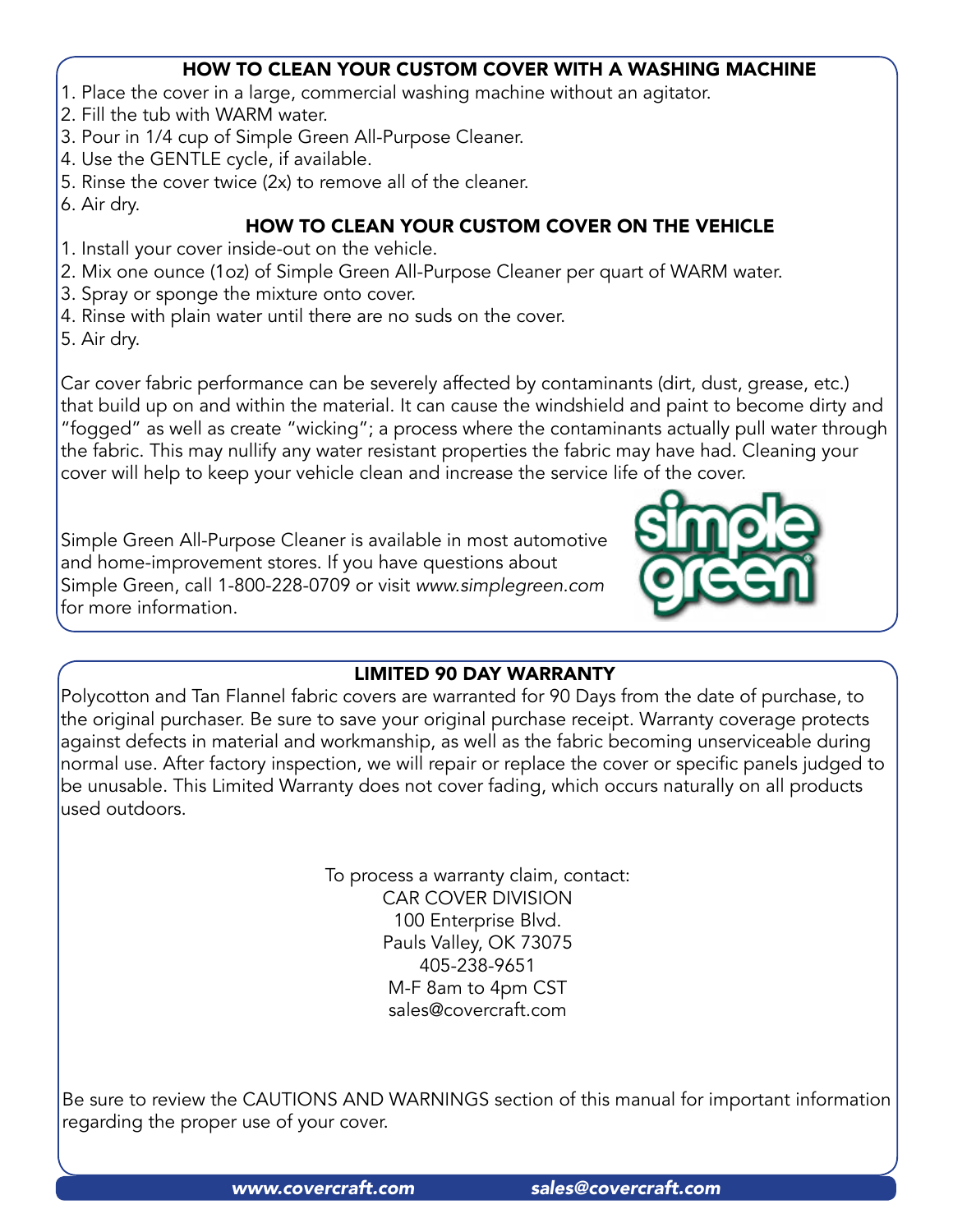## HOW TO CLEAN YOUR CUSTOM COVER WITH A WASHING MACHINE

1. Place the cover in a large, commercial washing machine without an agitator.
2. Fill the tub with WARM water.
3. Pour in 1/4 cup of Simple Green All-Purpose Cleaner.
4. Use the GENTLE cycle, if available.
5. Rinse the cover twice (2x) to remove all of the cleaner.
6. Air dry.

## HOW TO CLEAN YOUR CUSTOM COVER ON THE VEHICLE

1. Install your cover inside-out on the vehicle.
2. Mix one ounce (1oz) of Simple Green All-Purpose Cleaner per quart of WARM water.
3. Spray or sponge the mixture onto cover.
4. Rinse with plain water until there are no suds on the cover.
5. Air dry.

Car cover fabric performance can be severely affected by contaminants (dirt, dust, grease, etc.) that build up on and within the material. It can cause the windshield and paint to become dirty and "fogged" as well as create "wicking"; a process where the contaminants actually pull water through the fabric. This may nullify any water resistant properties the fabric may have had. Cleaning your cover will help to keep your vehicle clean and increase the service life of the cover.

Simple Green All-Purpose Cleaner is available in most automotive and home-improvement stores. If you have questions about Simple Green, call 1-800-228-0709 or visit *www.simplegreen.com* for more information.

simple green

## LIMITED 90 DAY WARRANTY

Polycotton and Tan Flannel fabric covers are warranted for 90 Days from the date of purchase, to the original purchaser. Be sure to save your original purchase receipt. Warranty coverage protects against defects in material and workmanship, as well as the fabric becoming unserviceable during normal use. After factory inspection, we will repair or replace the cover or specific panels judged to be unusable. This Limited Warranty does not cover fading, which occurs naturally on all products used outdoors.

To process a warranty claim, contact:
CAR COVER DIVISION
100 Enterprise Blvd.
Pauls Valley, OK 73075
405-238-9651
M-F 8am to 4pm CST
sales@covercraft.com

Be sure to review the CAUTIONS AND WARNINGS section of this manual for important information regarding the proper use of your cover.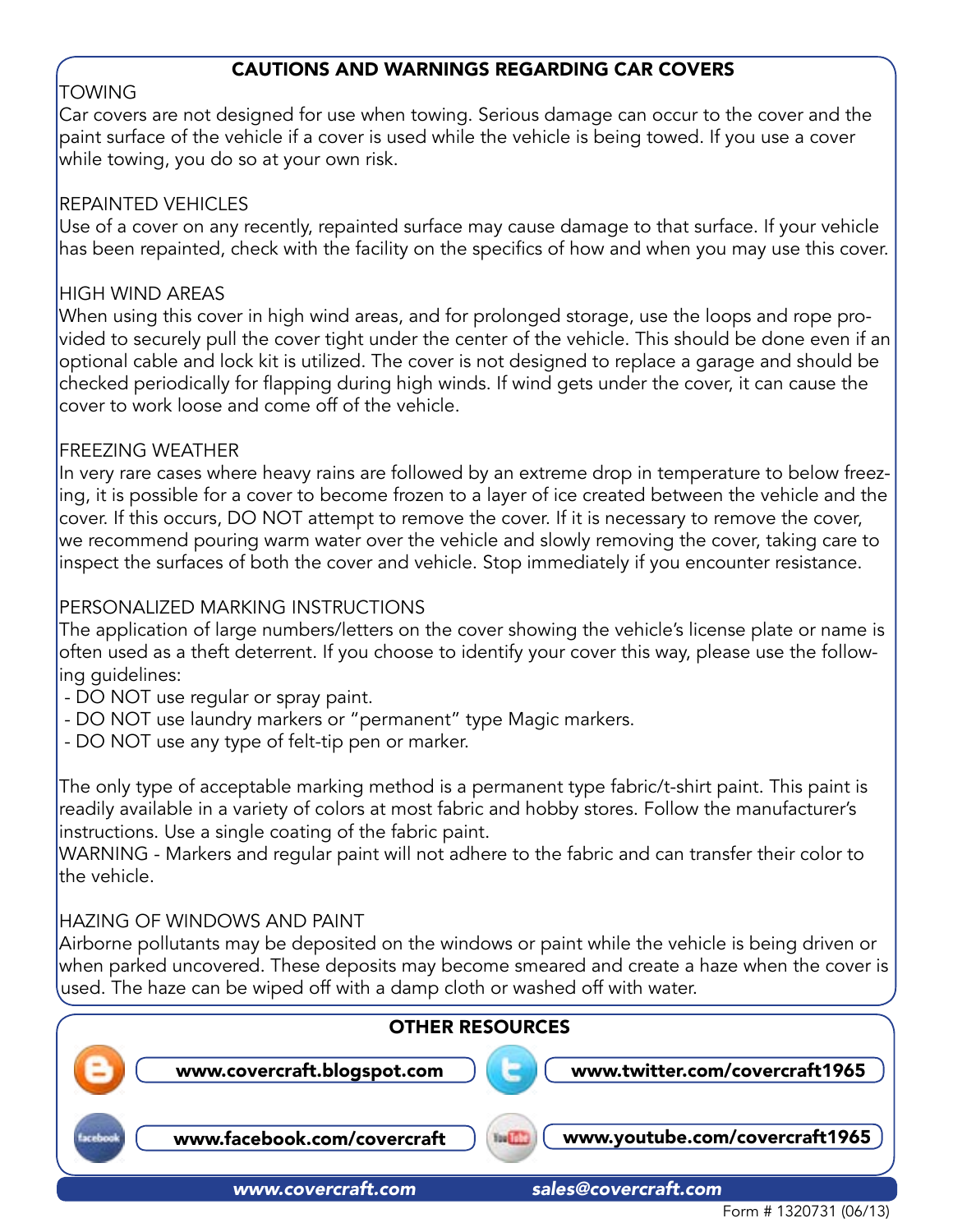## CAUTIONS AND WARNINGS REGARDING CAR COVERS

### TOWING

Car covers are not designed for use when towing. Serious damage can occur to the cover and the paint surface of the vehicle if a cover is used while the vehicle is being towed. If you use a cover while towing, you do so at your own risk.

### REPAINTED VEHICLES

Use of a cover on any recently, repainted surface may cause damage to that surface. If your vehicle has been repainted, check with the facility on the specifics of how and when you may use this cover.

### HIGH WIND AREAS

When using this cover in high wind areas, and for prolonged storage, use the loops and rope provided to securely pull the cover tight under the center of the vehicle. This should be done even if an optional cable and lock kit is utilized. The cover is not designed to replace a garage and should be checked periodically for flapping during high winds. If wind gets under the cover, it can cause the cover to work loose and come off of the vehicle.

### FREEZING WEATHER

In very rare cases where heavy rains are followed by an extreme drop in temperature to below freezing, it is possible for a cover to become frozen to a layer of ice created between the vehicle and the cover. If this occurs, DO NOT attempt to remove the cover. If it is necessary to remove the cover, we recommend pouring warm water over the vehicle and slowly removing the cover, taking care to inspect the surfaces of both the cover and vehicle. Stop immediately if you encounter resistance.

### PERSONALIZED MARKING INSTRUCTIONS

The application of large numbers/letters on the cover showing the vehicle's license plate or name is often used as a theft deterrent. If you choose to identify your cover this way, please use the following guidelines:

- DO NOT use regular or spray paint.
- DO NOT use laundry markers or "permanent" type Magic markers.
- DO NOT use any type of felt-tip pen or marker.

The only type of acceptable marking method is a permanent type fabric/t-shirt paint. This paint is readily available in a variety of colors at most fabric and hobby stores. Follow the manufacturer's instructions. Use a single coating of the fabric paint.

WARNING - Markers and regular paint will not adhere to the fabric and can transfer their color to the vehicle.

### HAZING OF WINDOWS AND PAINT

Airborne pollutants may be deposited on the windows or paint while the vehicle is being driven or when parked uncovered. These deposits may become smeared and create a haze when the cover is used. The haze can be wiped off with a damp cloth or washed off with water.

## OTHER RESOURCES

**www.covercraft.blogspot.com**

**www.twitter.com/covercraft1965**

**www.facebook.com/covercraft**

**www.youtube.com/covercraft1965**

***www.covercraft.com*** ***sales@covercraft.com***

Form # 1320731 (06/13)